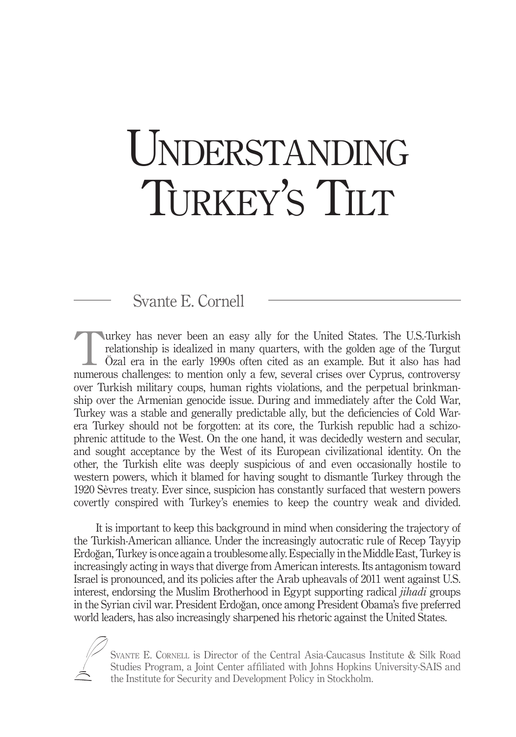# Understanding Turkey's Tilt

Svante E. Cornell

Turkey has never been an easy ally for the United States. The U.S.-Turkish relationship is idealized in many quarters, with the golden age of the Turgut Özal era in the early 1990s often cited as an example. But it also has had numerous challenges: to mention only a few, several crises over Cyprus, controversy over Turkish military coups, human rights violations, and the perpetual brinkmanship over the Armenian genocide issue. During and immediately after the Cold War, Turkey was a stable and generally predictable ally, but the deficiencies of Cold War-era Turkey should not be forgotten: at its core, the Turkish republic had a schizophrenic attitude to the West. On the one hand, it was decidedly western and secular, and sought acceptance by the West of its European civilizational identity. On the other, the Turkish elite was deeply suspicious of and even occasionally hostile to western powers, which it blamed for having sought to dismantle Turkey through the 1920 Sèvres treaty. Ever since, suspicion has constantly surfaced that western powers covertly conspired with Turkey's enemies to keep the country weak and divided.

It is important to keep this background in mind when considering the trajectory of the Turkish-American alliance. Under the increasingly autocratic rule of Recep Tayyip Erdoğan, Turkey is once again a troublesome ally. Especially in the Middle East, Turkey is increasingly acting in ways that diverge from American interests. Its antagonism toward Israel is pronounced, and its policies after the Arab upheavals of 2011 went against U.S. interest, endorsing the Muslim Brotherhood in Egypt supporting radical *jihadi* groups in the Syrian civil war. President Erdoğan, once among President Obama's five preferred world leaders, has also increasingly sharpened his rhetoric against the United States.

Svante E. Cornell is Director of the Central Asia-Caucasus Institute & Silk Road Studies Program, a Joint Center affiliated with Johns Hopkins University-SAIS and the Institute for Security and Development Policy in Stockholm.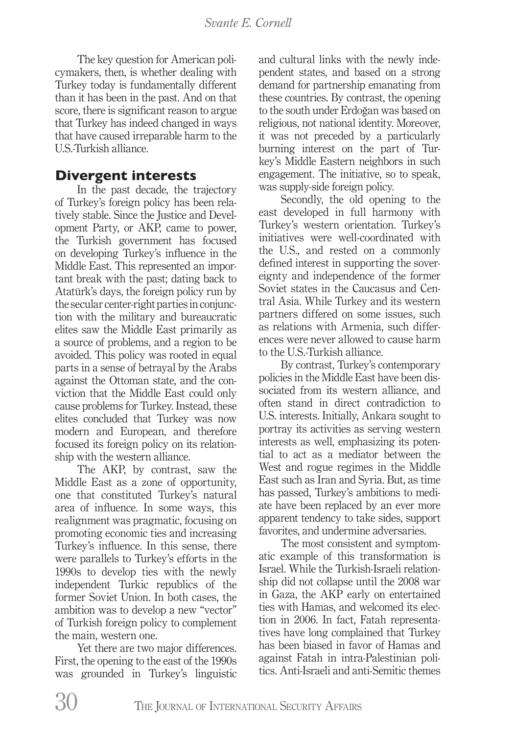The key question for American policymakers, then, is whether dealing with Turkey today is fundamentally different than it has been in the past. And on that score, there is significant reason to argue that Turkey has indeed changed in ways that have caused irreparable harm to the U.S.-Turkish alliance.

## Divergent interests

In the past decade, the trajectory of Turkey's foreign policy has been relatively stable. Since the Justice and Development Party, or AKP, came to power, the Turkish government has focused on developing Turkey's influence in the Middle East. This represented an important break with the past; dating back to Atatürk's days, the foreign policy run by the secular center-right parties in conjunction with the military and bureaucratic elites saw the Middle East primarily as a source of problems, and a region to be avoided. This policy was rooted in equal parts in a sense of betrayal by the Arabs against the Ottoman state, and the conviction that the Middle East could only cause problems for Turkey. Instead, these elites concluded that Turkey was now modern and European, and therefore focused its foreign policy on its relationship with the western alliance.

The AKP, by contrast, saw the Middle East as a zone of opportunity, one that constituted Turkey's natural area of influence. In some ways, this realignment was pragmatic, focusing on promoting economic ties and increasing Turkey's influence. In this sense, there were parallels to Turkey's efforts in the 1990s to develop ties with the newly independent Turkic republics of the former Soviet Union. In both cases, the ambition was to develop a new "vector" of Turkish foreign policy to complement the main, western one.

Yet there are two major differences. First, the opening to the east of the 1990s was grounded in Turkey's linguistic and cultural links with the newly independent states, and based on a strong demand for partnership emanating from these countries. By contrast, the opening to the south under Erdoğan was based on religious, not national identity. Moreover, it was not preceded by a particularly burning interest on the part of Turkey's Middle Eastern neighbors in such engagement. The initiative, so to speak, was supply-side foreign policy.

Secondly, the old opening to the east developed in full harmony with Turkey's western orientation. Turkey's initiatives were well-coordinated with the U.S., and rested on a commonly defined interest in supporting the sovereignty and independence of the former Soviet states in the Caucasus and Central Asia. While Turkey and its western partners differed on some issues, such as relations with Armenia, such differences were never allowed to cause harm to the U.S.-Turkish alliance.

By contrast, Turkey's contemporary policies in the Middle East have been dissociated from its western alliance, and often stand in direct contradiction to U.S. interests. Initially, Ankara sought to portray its activities as serving western interests as well, emphasizing its potential to act as a mediator between the West and rogue regimes in the Middle East such as Iran and Syria. But, as time has passed, Turkey's ambitions to mediate have been replaced by an ever more apparent tendency to take sides, support favorites, and undermine adversaries.

The most consistent and symptomatic example of this transformation is Israel. While the Turkish-Israeli relationship did not collapse until the 2008 war in Gaza, the AKP early on entertained ties with Hamas, and welcomed its election in 2006. In fact, Fatah representatives have long complained that Turkey has been biased in favor of Hamas and against Fatah in intra-Palestinian politics. Anti-Israeli and anti-Semitic themes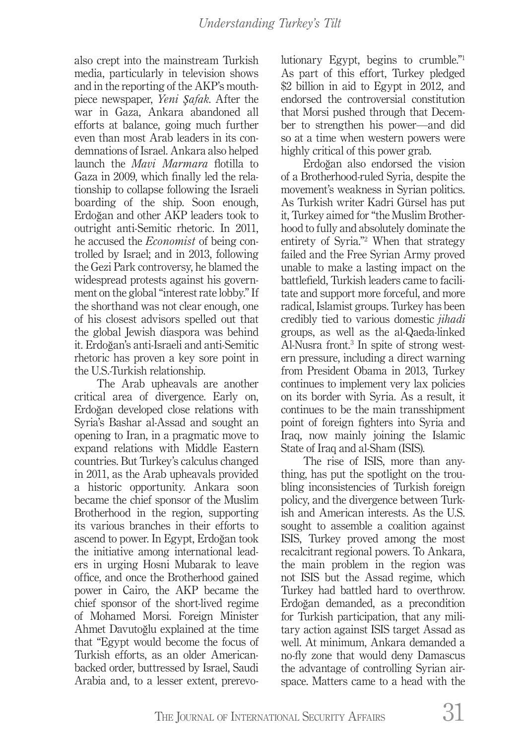also crept into the mainstream Turkish media, particularly in television shows and in the reporting of the AKP's mouthpiece newspaper, *Yeni Şafak*. After the war in Gaza, Ankara abandoned all efforts at balance, going much further even than most Arab leaders in its condemnations of Israel. Ankara also helped launch the *Mavi Marmara* flotilla to Gaza in 2009, which finally led the relationship to collapse following the Israeli boarding of the ship. Soon enough, Erdoğan and other AKP leaders took to outright anti-Semitic rhetoric. In 2011, he accused the *Economist* of being controlled by Israel; and in 2013, following the Gezi Park controversy, he blamed the widespread protests against his government on the global "interest rate lobby." If the shorthand was not clear enough, one of his closest advisors spelled out that the global Jewish diaspora was behind it. Erdoğan's anti-Israeli and anti-Semitic rhetoric has proven a key sore point in the U.S.-Turkish relationship.

The Arab upheavals are another critical area of divergence. Early on, Erdoğan developed close relations with Syria's Bashar al-Assad and sought an opening to Iran, in a pragmatic move to expand relations with Middle Eastern countries. But Turkey's calculus changed in 2011, as the Arab upheavals provided a historic opportunity. Ankara soon became the chief sponsor of the Muslim Brotherhood in the region, supporting its various branches in their efforts to ascend to power. In Egypt, Erdoğan took the initiative among international leaders in urging Hosni Mubarak to leave office, and once the Brotherhood gained power in Cairo, the AKP became the chief sponsor of the short-lived regime of Mohamed Morsi. Foreign Minister Ahmet Davutoğlu explained at the time that "Egypt would become the focus of Turkish efforts, as an older American-backed order, buttressed by Israel, Saudi Arabia and, to a lesser extent, prerevolutionary Egypt, begins to crumble."[1] As part of this effort, Turkey pledged \$2 billion in aid to Egypt in 2012, and endorsed the controversial constitution that Morsi pushed through that December to strengthen his power—and did so at a time when western powers were highly critical of this power grab.

Erdoğan also endorsed the vision of a Brotherhood-ruled Syria, despite the movement's weakness in Syrian politics. As Turkish writer Kadri Gürsel has put it, Turkey aimed for "the Muslim Brotherhood to fully and absolutely dominate the entirety of Syria."[2] When that strategy failed and the Free Syrian Army proved unable to make a lasting impact on the battlefield, Turkish leaders came to facilitate and support more forceful, and more radical, Islamist groups. Turkey has been credibly tied to various domestic *jihadi* groups, as well as the al-Qaeda-linked Al-Nusra front.[3] In spite of strong western pressure, including a direct warning from President Obama in 2013, Turkey continues to implement very lax policies on its border with Syria. As a result, it continues to be the main transshipment point of foreign fighters into Syria and Iraq, now mainly joining the Islamic State of Iraq and al-Sham (ISIS).

The rise of ISIS, more than anything, has put the spotlight on the troubling inconsistencies of Turkish foreign policy, and the divergence between Turkish and American interests. As the U.S. sought to assemble a coalition against ISIS, Turkey proved among the most recalcitrant regional powers. To Ankara, the main problem in the region was not ISIS but the Assad regime, which Turkey had battled hard to overthrow. Erdoğan demanded, as a precondition for Turkish participation, that any military action against ISIS target Assad as well. At minimum, Ankara demanded a no-fly zone that would deny Damascus the advantage of controlling Syrian airspace. Matters came to a head with the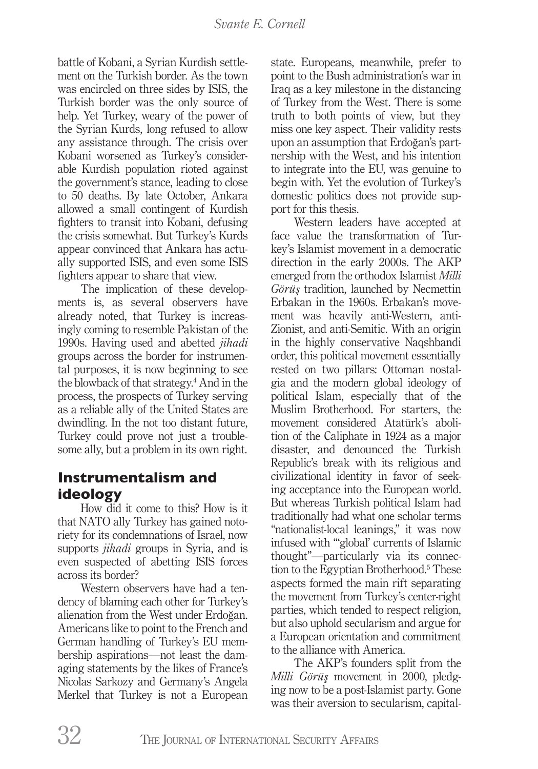battle of Kobani, a Syrian Kurdish settlement on the Turkish border. As the town was encircled on three sides by ISIS, the Turkish border was the only source of help. Yet Turkey, weary of the power of the Syrian Kurds, long refused to allow any assistance through. The crisis over Kobani worsened as Turkey's considerable Kurdish population rioted against the government's stance, leading to close to 50 deaths. By late October, Ankara allowed a small contingent of Kurdish fighters to transit into Kobani, defusing the crisis somewhat. But Turkey's Kurds appear convinced that Ankara has actually supported ISIS, and even some ISIS fighters appear to share that view.

The implication of these developments is, as several observers have already noted, that Turkey is increasingly coming to resemble Pakistan of the 1990s. Having used and abetted *jihadi* groups across the border for instrumental purposes, it is now beginning to see the blowback of that strategy.[4] And in the process, the prospects of Turkey serving as a reliable ally of the United States are dwindling. In the not too distant future, Turkey could prove not just a troublesome ally, but a problem in its own right.

## Instrumentalism and ideology

How did it come to this? How is it that NATO ally Turkey has gained notoriety for its condemnations of Israel, now supports *jihadi* groups in Syria, and is even suspected of abetting ISIS forces across its border?

Western observers have had a tendency of blaming each other for Turkey's alienation from the West under Erdoğan. Americans like to point to the French and German handling of Turkey's EU membership aspirations—not least the damaging statements by the likes of France's Nicolas Sarkozy and Germany's Angela Merkel that Turkey is not a European state. Europeans, meanwhile, prefer to point to the Bush administration's war in Iraq as a key milestone in the distancing of Turkey from the West. There is some truth to both points of view, but they miss one key aspect. Their validity rests upon an assumption that Erdoğan's partnership with the West, and his intention to integrate into the EU, was genuine to begin with. Yet the evolution of Turkey's domestic politics does not provide support for this thesis.

Western leaders have accepted at face value the transformation of Turkey's Islamist movement in a democratic direction in the early 2000s. The AKP emerged from the orthodox Islamist *Milli Görüş* tradition, launched by Necmettin Erbakan in the 1960s. Erbakan's movement was heavily anti-Western, anti-Zionist, and anti-Semitic. With an origin in the highly conservative Naqshbandi order, this political movement essentially rested on two pillars: Ottoman nostalgia and the modern global ideology of political Islam, especially that of the Muslim Brotherhood. For starters, the movement considered Atatürk's abolition of the Caliphate in 1924 as a major disaster, and denounced the Turkish Republic's break with its religious and civilizational identity in favor of seeking acceptance into the European world. But whereas Turkish political Islam had traditionally had what one scholar terms "nationalist-local leanings," it was now infused with "'global' currents of Islamic thought"—particularly via its connection to the Egyptian Brotherhood.[5] These aspects formed the main rift separating the movement from Turkey's center-right parties, which tended to respect religion, but also uphold secularism and argue for a European orientation and commitment to the alliance with America.

The AKP's founders split from the *Milli Görüş* movement in 2000, pledging now to be a post-Islamist party. Gone was their aversion to secularism, capital-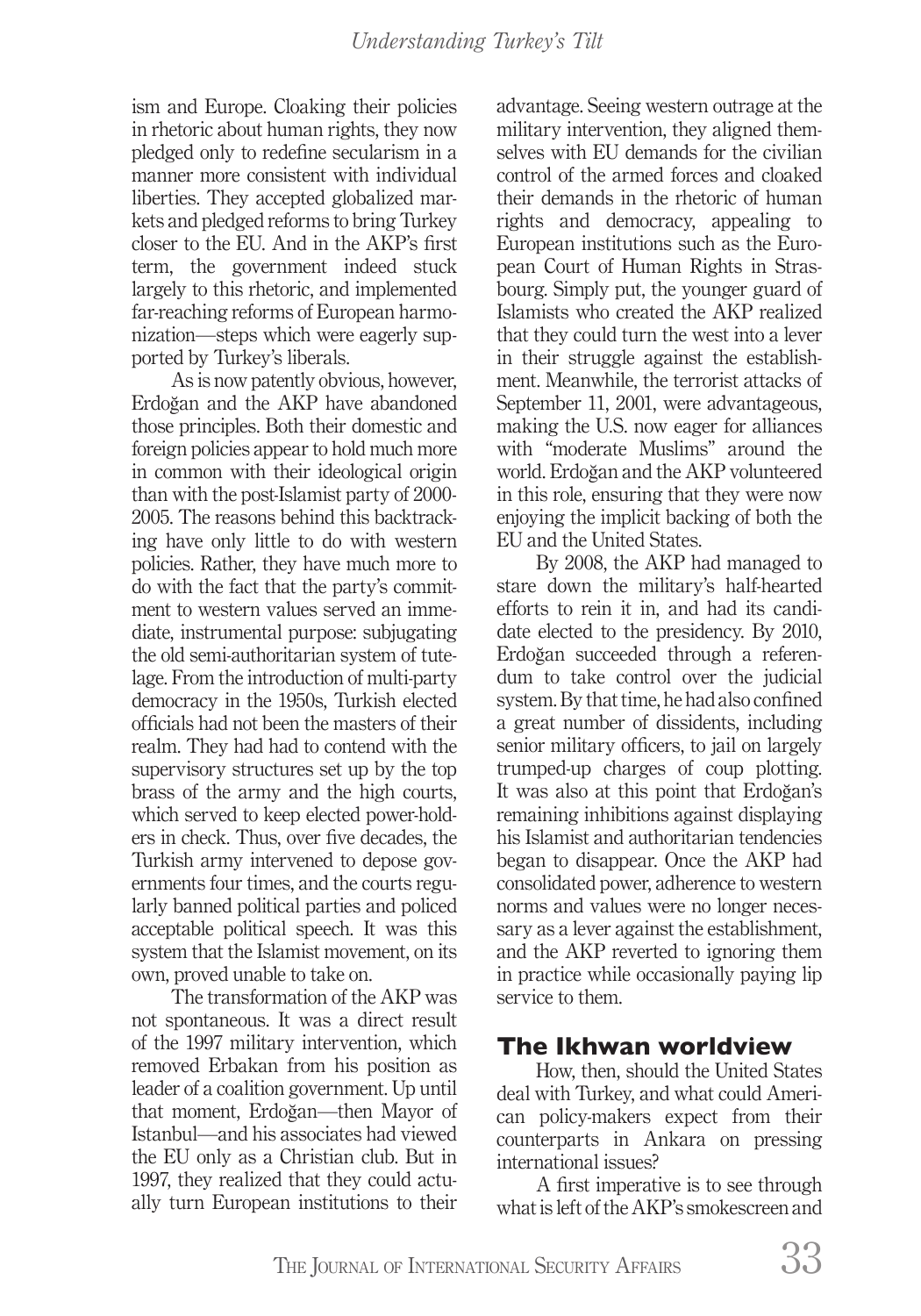ism and Europe. Cloaking their policies in rhetoric about human rights, they now pledged only to redefine secularism in a manner more consistent with individual liberties. They accepted globalized markets and pledged reforms to bring Turkey closer to the EU. And in the AKP's first term, the government indeed stuck largely to this rhetoric, and implemented far-reaching reforms of European harmonization—steps which were eagerly supported by Turkey's liberals.

As is now patently obvious, however, Erdoğan and the AKP have abandoned those principles. Both their domestic and foreign policies appear to hold much more in common with their ideological origin than with the post-Islamist party of 2000-2005. The reasons behind this backtracking have only little to do with western policies. Rather, they have much more to do with the fact that the party's commitment to western values served an immediate, instrumental purpose: subjugating the old semi-authoritarian system of tutelage. From the introduction of multi-party democracy in the 1950s, Turkish elected officials had not been the masters of their realm. They had had to contend with the supervisory structures set up by the top brass of the army and the high courts, which served to keep elected power-holders in check. Thus, over five decades, the Turkish army intervened to depose governments four times, and the courts regularly banned political parties and policed acceptable political speech. It was this system that the Islamist movement, on its own, proved unable to take on.

The transformation of the AKP was not spontaneous. It was a direct result of the 1997 military intervention, which removed Erbakan from his position as leader of a coalition government. Up until that moment, Erdoğan—then Mayor of Istanbul—and his associates had viewed the EU only as a Christian club. But in 1997, they realized that they could actually turn European institutions to their advantage. Seeing western outrage at the military intervention, they aligned themselves with EU demands for the civilian control of the armed forces and cloaked their demands in the rhetoric of human rights and democracy, appealing to European institutions such as the European Court of Human Rights in Strasbourg. Simply put, the younger guard of Islamists who created the AKP realized that they could turn the west into a lever in their struggle against the establishment. Meanwhile, the terrorist attacks of September 11, 2001, were advantageous, making the U.S. now eager for alliances with "moderate Muslims" around the world. Erdoğan and the AKP volunteered in this role, ensuring that they were now enjoying the implicit backing of both the EU and the United States.

By 2008, the AKP had managed to stare down the military's half-hearted efforts to rein it in, and had its candidate elected to the presidency. By 2010, Erdoğan succeeded through a referendum to take control over the judicial system. By that time, he had also confined a great number of dissidents, including senior military officers, to jail on largely trumped-up charges of coup plotting. It was also at this point that Erdoğan's remaining inhibitions against displaying his Islamist and authoritarian tendencies began to disappear. Once the AKP had consolidated power, adherence to western norms and values were no longer necessary as a lever against the establishment, and the AKP reverted to ignoring them in practice while occasionally paying lip service to them.

## The Ikhwan worldview

How, then, should the United States deal with Turkey, and what could American policy-makers expect from their counterparts in Ankara on pressing international issues?

A first imperative is to see through what is left of the AKP's smokescreen and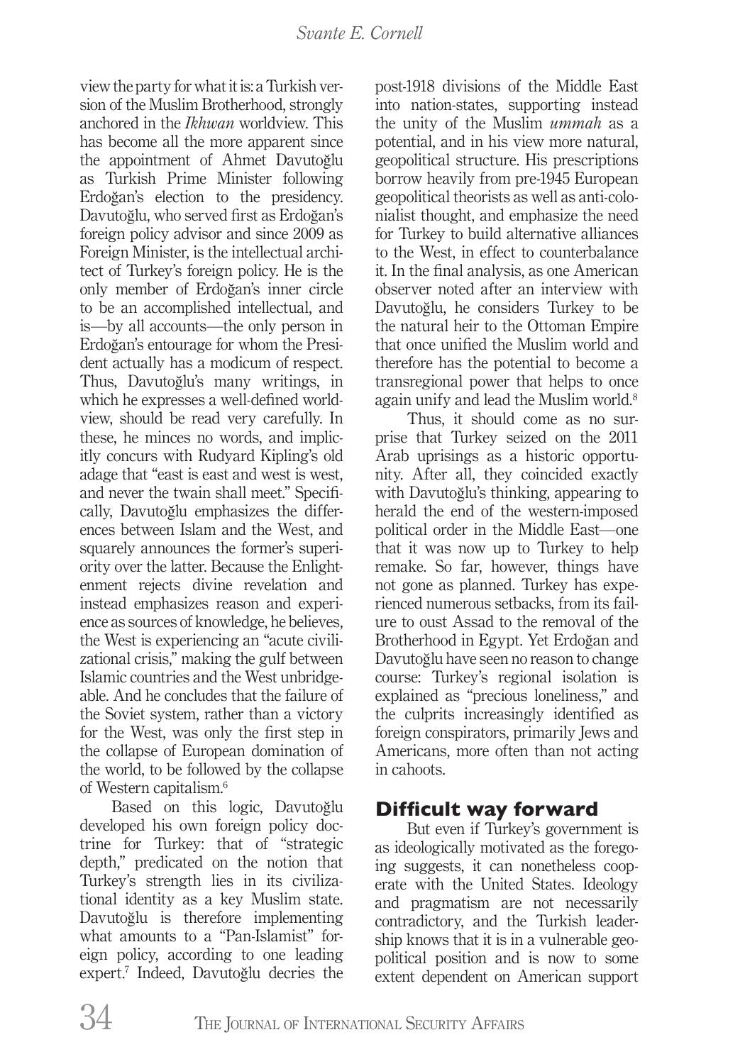view the party for what it is: a Turkish version of the Muslim Brotherhood, strongly anchored in the *Ikhwan* worldview. This has become all the more apparent since the appointment of Ahmet Davutoğlu as Turkish Prime Minister following Erdoğan's election to the presidency. Davutoğlu, who served first as Erdoğan's foreign policy advisor and since 2009 as Foreign Minister, is the intellectual architect of Turkey's foreign policy. He is the only member of Erdoğan's inner circle to be an accomplished intellectual, and is—by all accounts—the only person in Erdoğan's entourage for whom the President actually has a modicum of respect. Thus, Davutoğlu's many writings, in which he expresses a well-defined worldview, should be read very carefully. In these, he minces no words, and implicitly concurs with Rudyard Kipling's old adage that "east is east and west is west, and never the twain shall meet." Specifically, Davutoğlu emphasizes the differences between Islam and the West, and squarely announces the former's superiority over the latter. Because the Enlightenment rejects divine revelation and instead emphasizes reason and experience as sources of knowledge, he believes, the West is experiencing an "acute civilizational crisis," making the gulf between Islamic countries and the West unbridgeable. And he concludes that the failure of the Soviet system, rather than a victory for the West, was only the first step in the collapse of European domination of the world, to be followed by the collapse of Western capitalism.[6]

Based on this logic, Davutoğlu developed his own foreign policy doctrine for Turkey: that of "strategic depth," predicated on the notion that Turkey's strength lies in its civilizational identity as a key Muslim state. Davutoğlu is therefore implementing what amounts to a "Pan-Islamist" foreign policy, according to one leading expert.[7] Indeed, Davutoğlu decries the post-1918 divisions of the Middle East into nation-states, supporting instead the unity of the Muslim *ummah* as a potential, and in his view more natural, geopolitical structure. His prescriptions borrow heavily from pre-1945 European geopolitical theorists as well as anti-colonialist thought, and emphasize the need for Turkey to build alternative alliances to the West, in effect to counterbalance it. In the final analysis, as one American observer noted after an interview with Davutoğlu, he considers Turkey to be the natural heir to the Ottoman Empire that once unified the Muslim world and therefore has the potential to become a transregional power that helps to once again unify and lead the Muslim world.[8]

Thus, it should come as no surprise that Turkey seized on the 2011 Arab uprisings as a historic opportunity. After all, they coincided exactly with Davutoğlu's thinking, appearing to herald the end of the western-imposed political order in the Middle East—one that it was now up to Turkey to help remake. So far, however, things have not gone as planned. Turkey has experienced numerous setbacks, from its failure to oust Assad to the removal of the Brotherhood in Egypt. Yet Erdoğan and Davutoğlu have seen no reason to change course: Turkey's regional isolation is explained as "precious loneliness," and the culprits increasingly identified as foreign conspirators, primarily Jews and Americans, more often than not acting in cahoots.

## Difficult way forward

But even if Turkey's government is as ideologically motivated as the foregoing suggests, it can nonetheless cooperate with the United States. Ideology and pragmatism are not necessarily contradictory, and the Turkish leadership knows that it is in a vulnerable geopolitical position and is now to some extent dependent on American support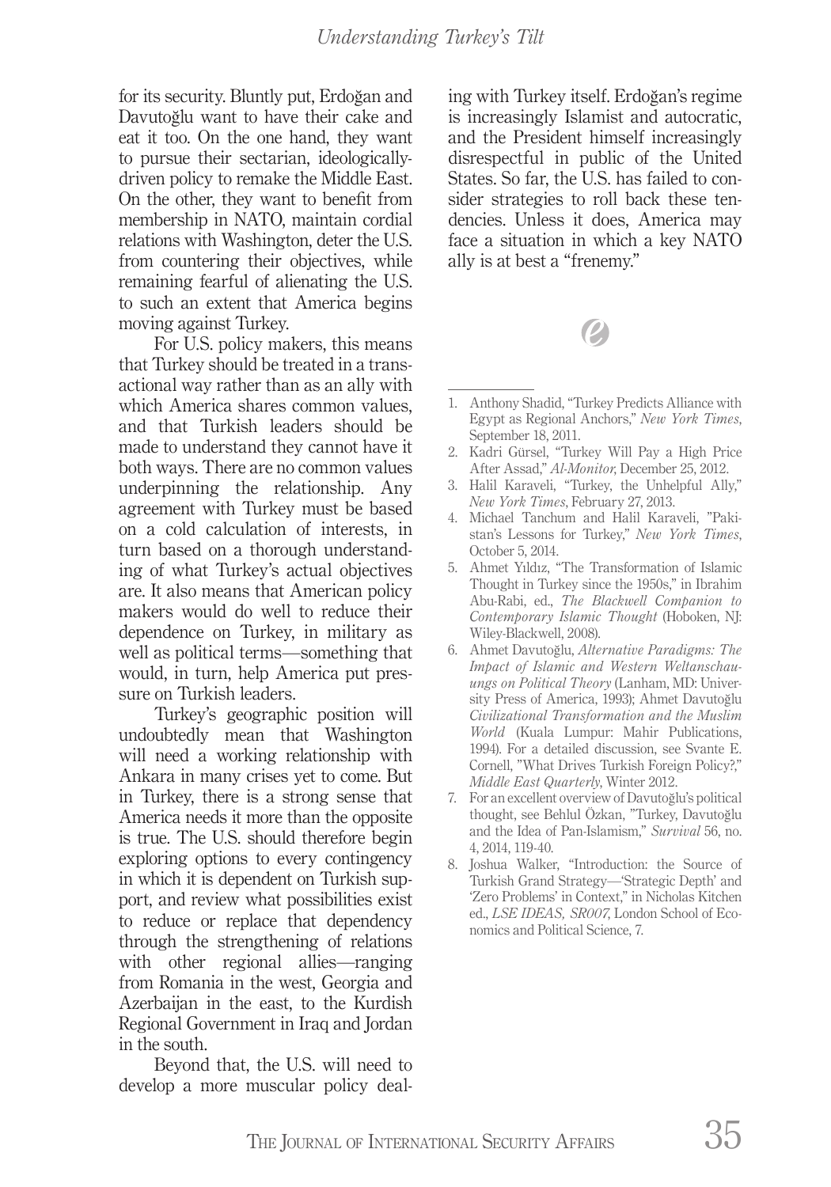for its security. Bluntly put, Erdoğan and Davutoğlu want to have their cake and eat it too. On the one hand, they want to pursue their sectarian, ideologically-driven policy to remake the Middle East. On the other, they want to benefit from membership in NATO, maintain cordial relations with Washington, deter the U.S. from countering their objectives, while remaining fearful of alienating the U.S. to such an extent that America begins moving against Turkey.

For U.S. policy makers, this means that Turkey should be treated in a transactional way rather than as an ally with which America shares common values, and that Turkish leaders should be made to understand they cannot have it both ways. There are no common values underpinning the relationship. Any agreement with Turkey must be based on a cold calculation of interests, in turn based on a thorough understanding of what Turkey's actual objectives are. It also means that American policy makers would do well to reduce their dependence on Turkey, in military as well as political terms—something that would, in turn, help America put pressure on Turkish leaders.

Turkey's geographic position will undoubtedly mean that Washington will need a working relationship with Ankara in many crises yet to come. But in Turkey, there is a strong sense that America needs it more than the opposite is true. The U.S. should therefore begin exploring options to every contingency in which it is dependent on Turkish support, and review what possibilities exist to reduce or replace that dependency through the strengthening of relations with other regional allies—ranging from Romania in the west, Georgia and Azerbaijan in the east, to the Kurdish Regional Government in Iraq and Jordan in the south.

Beyond that, the U.S. will need to develop a more muscular policy dealing with Turkey itself. Erdoğan's regime is increasingly Islamist and autocratic, and the President himself increasingly disrespectful in public of the United States. So far, the U.S. has failed to consider strategies to roll back these tendencies. Unless it does, America may face a situation in which a key NATO ally is at best a "frenemy."

---

1. Anthony Shadid, "Turkey Predicts Alliance with Egypt as Regional Anchors," *New York Times*, September 18, 2011.
2. Kadri Gürsel, "Turkey Will Pay a High Price After Assad," *Al-Monitor*, December 25, 2012.
3. Halil Karaveli, "Turkey, the Unhelpful Ally," *New York Times*, February 27, 2013.
4. Michael Tanchum and Halil Karaveli, "Pakistan's Lessons for Turkey," *New York Times*, October 5, 2014.
5. Ahmet Yıldız, "The Transformation of Islamic Thought in Turkey since the 1950s," in Ibrahim Abu-Rabi, ed., *The Blackwell Companion to Contemporary Islamic Thought* (Hoboken, NJ: Wiley-Blackwell, 2008).
6. Ahmet Davutoğlu, *Alternative Paradigms: The Impact of Islamic and Western Weltanschauungs on Political Theory* (Lanham, MD: University Press of America, 1993); Ahmet Davutoğlu *Civilizational Transformation and the Muslim World* (Kuala Lumpur: Mahir Publications, 1994). For a detailed discussion, see Svante E. Cornell, "What Drives Turkish Foreign Policy?," *Middle East Quarterly*, Winter 2012.
7. For an excellent overview of Davutoğlu's political thought, see Behlul Özkan, "Turkey, Davutoğlu and the Idea of Pan-Islamism," *Survival* 56, no. 4, 2014, 119-40.
8. Joshua Walker, "Introduction: the Source of Turkish Grand Strategy—'Strategic Depth' and 'Zero Problems' in Context," in Nicholas Kitchen ed., *LSE IDEAS, SR007*, London School of Economics and Political Science, 7.